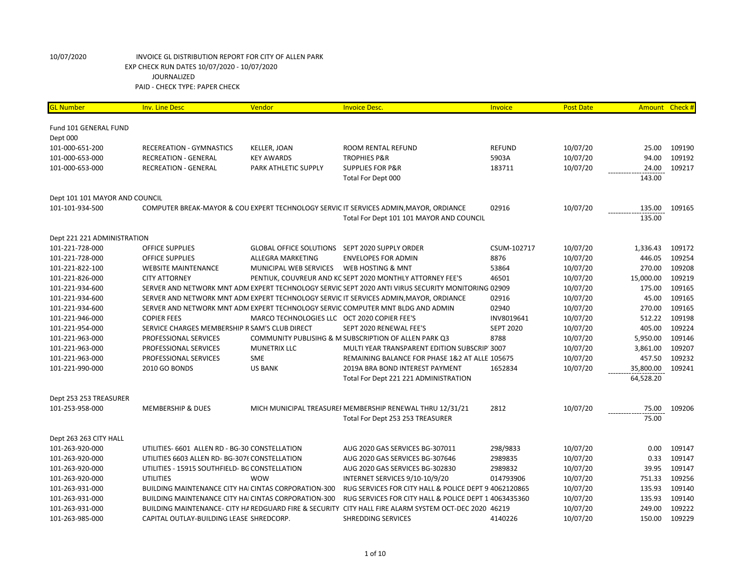10/07/2020 INVOICE GL DISTRIBUTION REPORT FOR CITY OF ALLEN PARK
EXP CHECK RUN DATES 10/07/2020 - 10/07/2020
JOURNALIZED
PAID - CHECK TYPE: PAPER CHECK

| GL Number | Inv. Line Desc | Vendor | Invoice Desc. | Invoice | Post Date | Amount | Check # |
|---|---|---|---|---|---|---|---|
| Fund 101 GENERAL FUND | | | | | | | |
| Dept 000 | | | | | | | |
| 101-000-651-200 | RECEREATION - GYMNASTICS | KELLER, JOAN | ROOM RENTAL REFUND | REFUND | 10/07/20 | 25.00 | 109190 |
| 101-000-653-000 | RECREATION - GENERAL | KEY AWARDS | TROPHIES P&R | 5903A | 10/07/20 | 94.00 | 109192 |
| 101-000-653-000 | RECREATION - GENERAL | PARK ATHLETIC SUPPLY | SUPPLIES FOR P&R | 183711 | 10/07/20 | 24.00 | 109217 |
| | | | Total For Dept 000 | | | 143.00 | |
| Dept 101 101 MAYOR AND COUNCIL | | | | | | | |
| 101-101-934-500 | COMPUTER BREAK-MAYOR & COU | EXPERT TECHNOLOGY SERVIC | IT SERVICES ADMIN,MAYOR, ORDIANCE | 02916 | 10/07/20 | 135.00 | 109165 |
| | | | Total For Dept 101 101 MAYOR AND COUNCIL | | | 135.00 | |
| Dept 221 221 ADMINISTRATION | | | | | | | |
| 101-221-728-000 | OFFICE SUPPLIES | GLOBAL OFFICE SOLUTIONS | SEPT 2020 SUPPLY ORDER | CSUM-102717 | 10/07/20 | 1,336.43 | 109172 |
| 101-221-728-000 | OFFICE SUPPLIES | ALLEGRA MARKETING | ENVELOPES FOR ADMIN | 8876 | 10/07/20 | 446.05 | 109254 |
| 101-221-822-100 | WEBSITE MAINTENANCE | MUNICIPAL WEB SERVICES | WEB HOSTING & MNT | 53864 | 10/07/20 | 270.00 | 109208 |
| 101-221-826-000 | CITY ATTORNEY | PENTIUK, COUVREUR AND KC | SEPT 2020 MONTHLY ATTORNEY FEE'S | 46501 | 10/07/20 | 15,000.00 | 109219 |
| 101-221-934-600 | SERVER AND NETWORK MNT ADM | EXPERT TECHNOLOGY SERVIC | SEPT 2020 ANTI VIRUS SECURITY MONITORING | 02909 | 10/07/20 | 175.00 | 109165 |
| 101-221-934-600 | SERVER AND NETWORK MNT ADM | EXPERT TECHNOLOGY SERVIC | IT SERVICES ADMIN,MAYOR, ORDIANCE | 02916 | 10/07/20 | 45.00 | 109165 |
| 101-221-934-600 | SERVER AND NETWORK MNT ADM | EXPERT TECHNOLOGY SERVIC | COMPUTER MNT BLDG AND ADMIN | 02940 | 10/07/20 | 270.00 | 109165 |
| 101-221-946-000 | COPIER FEES | MARCO TECHNOLOGIES LLC | OCT 2020 COPIER FEE'S | INV8019641 | 10/07/20 | 512.22 | 109198 |
| 101-221-954-000 | SERVICE CHARGES MEMBERSHIP R | SAM'S CLUB DIRECT | SEPT 2020 RENEWAL FEE'S | SEPT 2020 | 10/07/20 | 405.00 | 109224 |
| 101-221-963-000 | PROFESSIONAL SERVICES | COMMUNITY PUBLISIHG & M | SUBSCRIPTION OF ALLEN PARK Q3 | 8788 | 10/07/20 | 5,950.00 | 109146 |
| 101-221-963-000 | PROFESSIONAL SERVICES | MUNETRIX LLC | MULTI YEAR TRANSPARENT EDITION SUBSCRIP | 3007 | 10/07/20 | 3,861.00 | 109207 |
| 101-221-963-000 | PROFESSIONAL SERVICES | SME | REMAINING BALANCE FOR PHASE 1&2 AT ALLE | 105675 | 10/07/20 | 457.50 | 109232 |
| 101-221-990-000 | 2010 GO BONDS | US BANK | 2019A BRA BOND INTEREST PAYMENT | 1652834 | 10/07/20 | 35,800.00 | 109241 |
| | | | Total For Dept 221 221 ADMINISTRATION | | | 64,528.20 | |
| Dept 253 253 TREASURER | | | | | | | |
| 101-253-958-000 | MEMBERSHIP & DUES | MICH MUNICIPAL TREASURER | MEMBERSHIP RENEWAL THRU 12/31/21 | 2812 | 10/07/20 | 75.00 | 109206 |
| | | | Total For Dept 253 253 TREASURER | | | 75.00 | |
| Dept 263 263 CITY HALL | | | | | | | |
| 101-263-920-000 | UTILITIES- 6601 ALLEN RD - BG-30 | CONSTELLATION | AUG 2020 GAS SERVICES BG-307011 | 298/9833 | 10/07/20 | 0.00 | 109147 |
| 101-263-920-000 | UTILITIES 6603 ALLEN RD- BG-307( | CONSTELLATION | AUG 2020 GAS SERVICES BG-307646 | 2989835 | 10/07/20 | 0.33 | 109147 |
| 101-263-920-000 | UTILITIES - 15915 SOUTHFIELD- BG | CONSTELLATION | AUG 2020 GAS SERVICES BG-302830 | 2989832 | 10/07/20 | 39.95 | 109147 |
| 101-263-920-000 | UTILITIES | WOW | INTERNET SERVICES 9/10-10/9/20 | 014793906 | 10/07/20 | 751.33 | 109256 |
| 101-263-931-000 | BUILDING MAINTENANCE CITY HAI | CINTAS CORPORATION-300 | RUG SERVICES FOR CITY HALL & POLICE DEPT 9 | 4062120865 | 10/07/20 | 135.93 | 109140 |
| 101-263-931-000 | BUILDING MAINTENANCE CITY HAI | CINTAS CORPORATION-300 | RUG SERVICES FOR CITY HALL & POLICE DEPT 1 | 4063435360 | 10/07/20 | 135.93 | 109140 |
| 101-263-931-000 | BUILDING MAINTENANCE- CITY HA | REDGUARD FIRE & SECURITY | CITY HALL FIRE ALARM SYSTEM OCT-DEC 2020 | 46219 | 10/07/20 | 249.00 | 109222 |
| 101-263-985-000 | CAPITAL OUTLAY-BUILDING LEASE | SHREDCORP. | SHREDDING SERVICES | 4140226 | 10/07/20 | 150.00 | 109229 |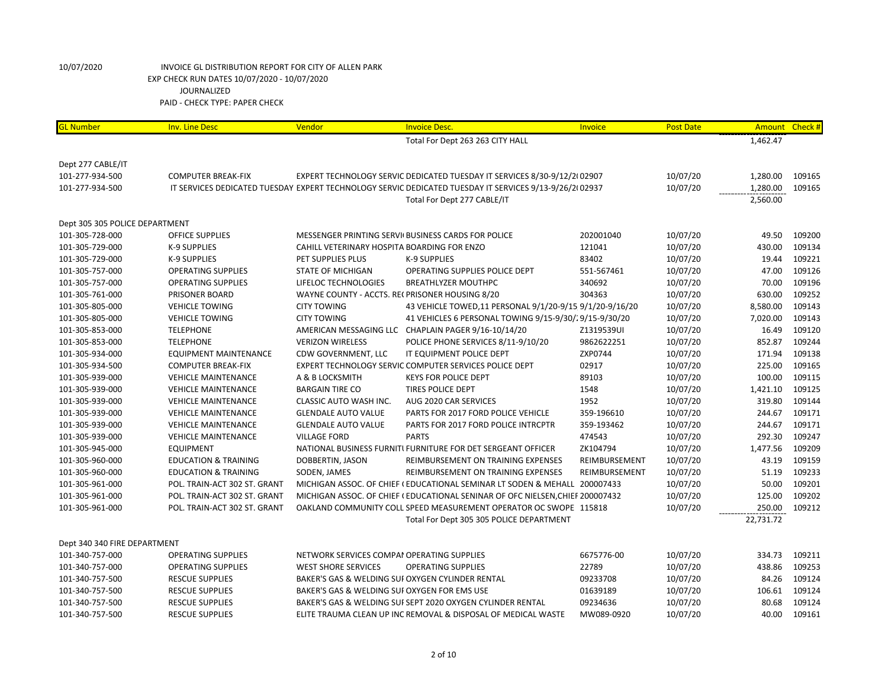10/07/2020 INVOICE GL DISTRIBUTION REPORT FOR CITY OF ALLEN PARK
EXP CHECK RUN DATES 10/07/2020 - 10/07/2020
JOURNALIZED
PAID - CHECK TYPE: PAPER CHECK

| GL Number | Inv. Line Desc | Vendor | Invoice Desc. | Invoice | Post Date | Amount | Check # |
|---|---|---|---|---|---|---|---|
| | | | Total For Dept 263 263 CITY HALL | | | 1,462.47 | |
| Dept 277 CABLE/IT | | | | | | | |
| 101-277-934-500 | COMPUTER BREAK-FIX | EXPERT TECHNOLOGY SERVIC | DEDICATED TUESDAY IT SERVICES 8/30-9/12/2( | 02907 | 10/07/20 | 1,280.00 | 109165 |
| 101-277-934-500 | IT SERVICES DEDICATED TUESDAY | EXPERT TECHNOLOGY SERVIC | DEDICATED TUESDAY IT SERVICES 9/13-9/26/2( | 02937 | 10/07/20 | 1,280.00 | 109165 |
| | | | Total For Dept 277 CABLE/IT | | | 2,560.00 | |
| Dept 305 305 POLICE DEPARTMENT | | | | | | | |
| 101-305-728-000 | OFFICE SUPPLIES | MESSENGER PRINTING SERVI | BUSINESS CARDS FOR POLICE | 202001040 | 10/07/20 | 49.50 | 109200 |
| 101-305-729-000 | K-9 SUPPLIES | CAHILL VETERINARY HOSPITA | BOARDING FOR ENZO | 121041 | 10/07/20 | 430.00 | 109134 |
| 101-305-729-000 | K-9 SUPPLIES | PET SUPPLIES PLUS | K-9 SUPPLIES | 83402 | 10/07/20 | 19.44 | 109221 |
| 101-305-757-000 | OPERATING SUPPLIES | STATE OF MICHIGAN | OPERATING SUPPLIES POLICE DEPT | 551-567461 | 10/07/20 | 47.00 | 109126 |
| 101-305-757-000 | OPERATING SUPPLIES | LIFELOC TECHNOLOGIES | BREATHLYZER MOUTHPC | 340692 | 10/07/20 | 70.00 | 109196 |
| 101-305-761-000 | PRISONER BOARD | WAYNE COUNTY - ACCTS. RE( | PRISONER HOUSING 8/20 | 304363 | 10/07/20 | 630.00 | 109252 |
| 101-305-805-000 | VEHICLE TOWING | CITY TOWING | 43 VEHICLE TOWED,11 PERSONAL 9/1/20-9/15 | 9/1/20-9/16/20 | 10/07/20 | 8,580.00 | 109143 |
| 101-305-805-000 | VEHICLE TOWING | CITY TOWING | 41 VEHICLES 6 PERSONAL TOWING 9/15-9/30/2 | 9/15-9/30/20 | 10/07/20 | 7,020.00 | 109143 |
| 101-305-853-000 | TELEPHONE | AMERICAN MESSAGING LLC | CHAPLAIN PAGER 9/16-10/14/20 | Z1319539UI | 10/07/20 | 16.49 | 109120 |
| 101-305-853-000 | TELEPHONE | VERIZON WIRELESS | POLICE PHONE SERVICES 8/11-9/10/20 | 9862622251 | 10/07/20 | 852.87 | 109244 |
| 101-305-934-000 | EQUIPMENT MAINTENANCE | CDW GOVERNMENT, LLC | IT EQUIPMENT POLICE DEPT | ZXP0744 | 10/07/20 | 171.94 | 109138 |
| 101-305-934-500 | COMPUTER BREAK-FIX | EXPERT TECHNOLOGY SERVIC | COMPUTER SERVICES POLICE DEPT | 02917 | 10/07/20 | 225.00 | 109165 |
| 101-305-939-000 | VEHICLE MAINTENANCE | A & B LOCKSMITH | KEYS FOR POLICE DEPT | 89103 | 10/07/20 | 100.00 | 109115 |
| 101-305-939-000 | VEHICLE MAINTENANCE | BARGAIN TIRE CO | TIRES POLICE DEPT | 1548 | 10/07/20 | 1,421.10 | 109125 |
| 101-305-939-000 | VEHICLE MAINTENANCE | CLASSIC AUTO WASH INC. | AUG 2020 CAR SERVICES | 1952 | 10/07/20 | 319.80 | 109144 |
| 101-305-939-000 | VEHICLE MAINTENANCE | GLENDALE AUTO VALUE | PARTS FOR 2017 FORD POLICE VEHICLE | 359-196610 | 10/07/20 | 244.67 | 109171 |
| 101-305-939-000 | VEHICLE MAINTENANCE | GLENDALE AUTO VALUE | PARTS FOR 2017 FORD POLICE INTRCPTR | 359-193462 | 10/07/20 | 244.67 | 109171 |
| 101-305-939-000 | VEHICLE MAINTENANCE | VILLAGE FORD | PARTS | 474543 | 10/07/20 | 292.30 | 109247 |
| 101-305-945-000 | EQUIPMENT | NATIONAL BUSINESS FURNITI | FURNITURE FOR DET SERGEANT OFFICER | ZK104794 | 10/07/20 | 1,477.56 | 109209 |
| 101-305-960-000 | EDUCATION & TRAINING | DOBBERTIN, JASON | REIMBURSEMENT ON TRAINING EXPENSES | REIMBURSEMENT | 10/07/20 | 43.19 | 109159 |
| 101-305-960-000 | EDUCATION & TRAINING | SODEN, JAMES | REIMBURSEMENT ON TRAINING EXPENSES | REIMBURSEMENT | 10/07/20 | 51.19 | 109233 |
| 101-305-961-000 | POL. TRAIN-ACT 302 ST. GRANT | MICHIGAN ASSOC. OF CHIEF ( | EDUCATIONAL SEMINAR LT SODEN & MEHALL | 200007433 | 10/07/20 | 50.00 | 109201 |
| 101-305-961-000 | POL. TRAIN-ACT 302 ST. GRANT | MICHIGAN ASSOC. OF CHIEF ( | EDUCATIONAL SENINAR OF OFC NIELSEN,CHIEF | 200007432 | 10/07/20 | 125.00 | 109202 |
| 101-305-961-000 | POL. TRAIN-ACT 302 ST. GRANT | OAKLAND COMMUNITY COLL | SPEED MEASUREMENT OPERATOR OC SWOPE | 115818 | 10/07/20 | 250.00 | 109212 |
| | | | Total For Dept 305 305 POLICE DEPARTMENT | | | 22,731.72 | |
| Dept 340 340 FIRE DEPARTMENT | | | | | | | |
| 101-340-757-000 | OPERATING SUPPLIES | NETWORK SERVICES COMPAI | OPERATING SUPPLIES | 6675776-00 | 10/07/20 | 334.73 | 109211 |
| 101-340-757-000 | OPERATING SUPPLIES | WEST SHORE SERVICES | OPERATING SUPPLIES | 22789 | 10/07/20 | 438.86 | 109253 |
| 101-340-757-500 | RESCUE SUPPLIES | BAKER'S GAS & WELDING SUI | OXYGEN CYLINDER RENTAL | 09233708 | 10/07/20 | 84.26 | 109124 |
| 101-340-757-500 | RESCUE SUPPLIES | BAKER'S GAS & WELDING SUI | OXYGEN FOR EMS USE | 01639189 | 10/07/20 | 106.61 | 109124 |
| 101-340-757-500 | RESCUE SUPPLIES | BAKER'S GAS & WELDING SUI | SEPT 2020 OXYGEN CYLINDER RENTAL | 09234636 | 10/07/20 | 80.68 | 109124 |
| 101-340-757-500 | RESCUE SUPPLIES | ELITE TRAUMA CLEAN UP INC | REMOVAL & DISPOSAL OF MEDICAL WASTE | MW089-0920 | 10/07/20 | 40.00 | 109161 |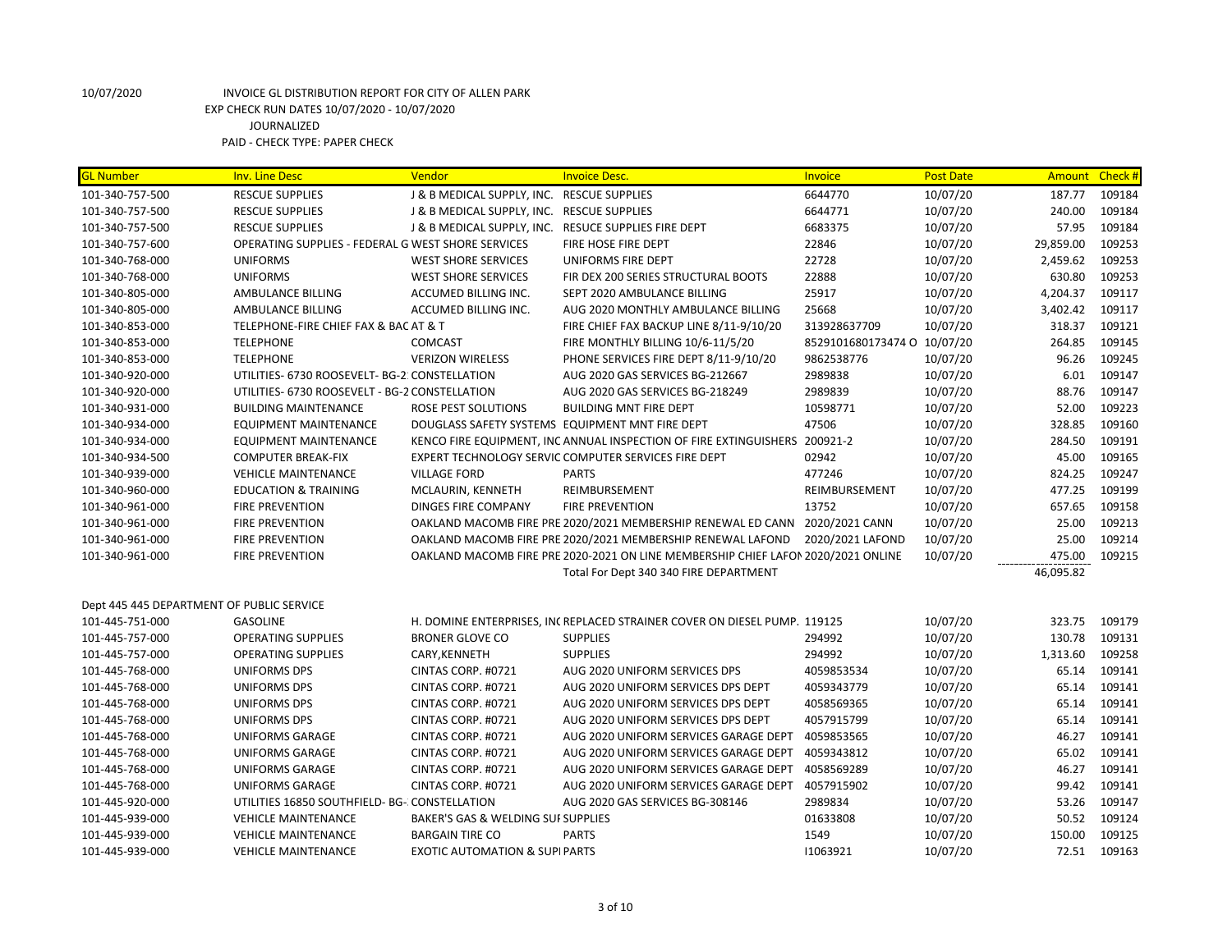10/07/2020 INVOICE GL DISTRIBUTION REPORT FOR CITY OF ALLEN PARK
EXP CHECK RUN DATES 10/07/2020 - 10/07/2020
JOURNALIZED
PAID - CHECK TYPE: PAPER CHECK

| GL Number | Inv. Line Desc | Vendor | Invoice Desc. | Invoice | Post Date | Amount | Check # |
|---|---|---|---|---|---|---|---|
| 101-340-757-500 | RESCUE SUPPLIES | J & B MEDICAL SUPPLY, INC. | RESCUE SUPPLIES | 6644770 | 10/07/20 | 187.77 | 109184 |
| 101-340-757-500 | RESCUE SUPPLIES | J & B MEDICAL SUPPLY, INC. | RESCUE SUPPLIES | 6644771 | 10/07/20 | 240.00 | 109184 |
| 101-340-757-500 | RESCUE SUPPLIES | J & B MEDICAL SUPPLY, INC. | RESUCE SUPPLIES FIRE DEPT | 6683375 | 10/07/20 | 57.95 | 109184 |
| 101-340-757-600 | OPERATING SUPPLIES - FEDERAL G | WEST SHORE SERVICES | FIRE HOSE FIRE DEPT | 22846 | 10/07/20 | 29,859.00 | 109253 |
| 101-340-768-000 | UNIFORMS | WEST SHORE SERVICES | UNIFORMS FIRE DEPT | 22728 | 10/07/20 | 2,459.62 | 109253 |
| 101-340-768-000 | UNIFORMS | WEST SHORE SERVICES | FIR DEX 200 SERIES STRUCTURAL BOOTS | 22888 | 10/07/20 | 630.80 | 109253 |
| 101-340-805-000 | AMBULANCE BILLING | ACCUMED BILLING INC. | SEPT 2020 AMBULANCE BILLING | 25917 | 10/07/20 | 4,204.37 | 109117 |
| 101-340-805-000 | AMBULANCE BILLING | ACCUMED BILLING INC. | AUG 2020 MONTHLY AMBULANCE BILLING | 25668 | 10/07/20 | 3,402.42 | 109117 |
| 101-340-853-000 | TELEPHONE-FIRE CHIEF FAX & BAC | AT & T | FIRE CHIEF FAX BACKUP LINE 8/11-9/10/20 | 313928637709 | 10/07/20 | 318.37 | 109121 |
| 101-340-853-000 | TELEPHONE | COMCAST | FIRE MONTHLY BILLING 10/6-11/5/20 | 8529101680173474 O | 10/07/20 | 264.85 | 109145 |
| 101-340-853-000 | TELEPHONE | VERIZON WIRELESS | PHONE SERVICES FIRE DEPT 8/11-9/10/20 | 9862538776 | 10/07/20 | 96.26 | 109245 |
| 101-340-920-000 | UTILITIES- 6730 ROOSEVELT- BG-2 | CONSTELLATION | AUG 2020 GAS SERVICES BG-212667 | 2989838 | 10/07/20 | 6.01 | 109147 |
| 101-340-920-000 | UTILITIES- 6730 ROOSEVELT - BG-2 | CONSTELLATION | AUG 2020 GAS SERVICES BG-218249 | 2989839 | 10/07/20 | 88.76 | 109147 |
| 101-340-931-000 | BUILDING MAINTENANCE | ROSE PEST SOLUTIONS | BUILDING MNT FIRE DEPT | 10598771 | 10/07/20 | 52.00 | 109223 |
| 101-340-934-000 | EQUIPMENT MAINTENANCE | DOUGLASS SAFETY SYSTEMS | EQUIPMENT MNT FIRE DEPT | 47506 | 10/07/20 | 328.85 | 109160 |
| 101-340-934-000 | EQUIPMENT MAINTENANCE | KENCO FIRE EQUIPMENT, INC | ANNUAL INSPECTION OF FIRE EXTINGUISHERS | 200921-2 | 10/07/20 | 284.50 | 109191 |
| 101-340-934-500 | COMPUTER BREAK-FIX | EXPERT TECHNOLOGY SERVIC | COMPUTER SERVICES FIRE DEPT | 02942 | 10/07/20 | 45.00 | 109165 |
| 101-340-939-000 | VEHICLE MAINTENANCE | VILLAGE FORD | PARTS | 477246 | 10/07/20 | 824.25 | 109247 |
| 101-340-960-000 | EDUCATION & TRAINING | MCLAURIN, KENNETH | REIMBURSEMENT | REIMBURSEMENT | 10/07/20 | 477.25 | 109199 |
| 101-340-961-000 | FIRE PREVENTION | DINGES FIRE COMPANY | FIRE PREVENTION | 13752 | 10/07/20 | 657.65 | 109158 |
| 101-340-961-000 | FIRE PREVENTION | OAKLAND MACOMB FIRE PRE | 2020/2021 MEMBERSHIP RENEWAL ED CANN | 2020/2021 CANN | 10/07/20 | 25.00 | 109213 |
| 101-340-961-000 | FIRE PREVENTION | OAKLAND MACOMB FIRE PRE | 2020/2021 MEMBERSHIP RENEWAL LAFOND | 2020/2021 LAFOND | 10/07/20 | 25.00 | 109214 |
| 101-340-961-000 | FIRE PREVENTION | OAKLAND MACOMB FIRE PRE | 2020-2021 ON LINE MEMBERSHIP CHIEF LAFON | 2020/2021 ONLINE | 10/07/20 | 475.00 | 109215 |
| | | | Total For Dept 340 340 FIRE DEPARTMENT | | | 46,095.82 | |
| Dept 445 445 DEPARTMENT OF PUBLIC SERVICE | | | | | | | |
| 101-445-751-000 | GASOLINE | H. DOMINE ENTERPRISES, INC | REPLACED STRAINER COVER ON DIESEL PUMP. | 119125 | 10/07/20 | 323.75 | 109179 |
| 101-445-757-000 | OPERATING SUPPLIES | BRONER GLOVE CO | SUPPLIES | 294992 | 10/07/20 | 130.78 | 109131 |
| 101-445-757-000 | OPERATING SUPPLIES | CARY,KENNETH | SUPPLIES | 294992 | 10/07/20 | 1,313.60 | 109258 |
| 101-445-768-000 | UNIFORMS DPS | CINTAS CORP. #0721 | AUG 2020 UNIFORM SERVICES DPS | 4059853534 | 10/07/20 | 65.14 | 109141 |
| 101-445-768-000 | UNIFORMS DPS | CINTAS CORP. #0721 | AUG 2020 UNIFORM SERVICES DPS DEPT | 4059343779 | 10/07/20 | 65.14 | 109141 |
| 101-445-768-000 | UNIFORMS DPS | CINTAS CORP. #0721 | AUG 2020 UNIFORM SERVICES DPS DEPT | 4058569365 | 10/07/20 | 65.14 | 109141 |
| 101-445-768-000 | UNIFORMS DPS | CINTAS CORP. #0721 | AUG 2020 UNIFORM SERVICES DPS DEPT | 4057915799 | 10/07/20 | 65.14 | 109141 |
| 101-445-768-000 | UNIFORMS GARAGE | CINTAS CORP. #0721 | AUG 2020 UNIFORM SERVICES GARAGE DEPT | 4059853565 | 10/07/20 | 46.27 | 109141 |
| 101-445-768-000 | UNIFORMS GARAGE | CINTAS CORP. #0721 | AUG 2020 UNIFORM SERVICES GARAGE DEPT | 4059343812 | 10/07/20 | 65.02 | 109141 |
| 101-445-768-000 | UNIFORMS GARAGE | CINTAS CORP. #0721 | AUG 2020 UNIFORM SERVICES GARAGE DEPT | 4058569289 | 10/07/20 | 46.27 | 109141 |
| 101-445-768-000 | UNIFORMS GARAGE | CINTAS CORP. #0721 | AUG 2020 UNIFORM SERVICES GARAGE DEPT | 4057915902 | 10/07/20 | 99.42 | 109141 |
| 101-445-920-000 | UTILITIES 16850 SOUTHFIELD- BG- | CONSTELLATION | AUG 2020 GAS SERVICES BG-308146 | 2989834 | 10/07/20 | 53.26 | 109147 |
| 101-445-939-000 | VEHICLE MAINTENANCE | BAKER'S GAS & WELDING SUI | SUPPLIES | 01633808 | 10/07/20 | 50.52 | 109124 |
| 101-445-939-000 | VEHICLE MAINTENANCE | BARGAIN TIRE CO | PARTS | 1549 | 10/07/20 | 150.00 | 109125 |
| 101-445-939-000 | VEHICLE MAINTENANCE | EXOTIC AUTOMATION & SUPI | PARTS | I1063921 | 10/07/20 | 72.51 | 109163 |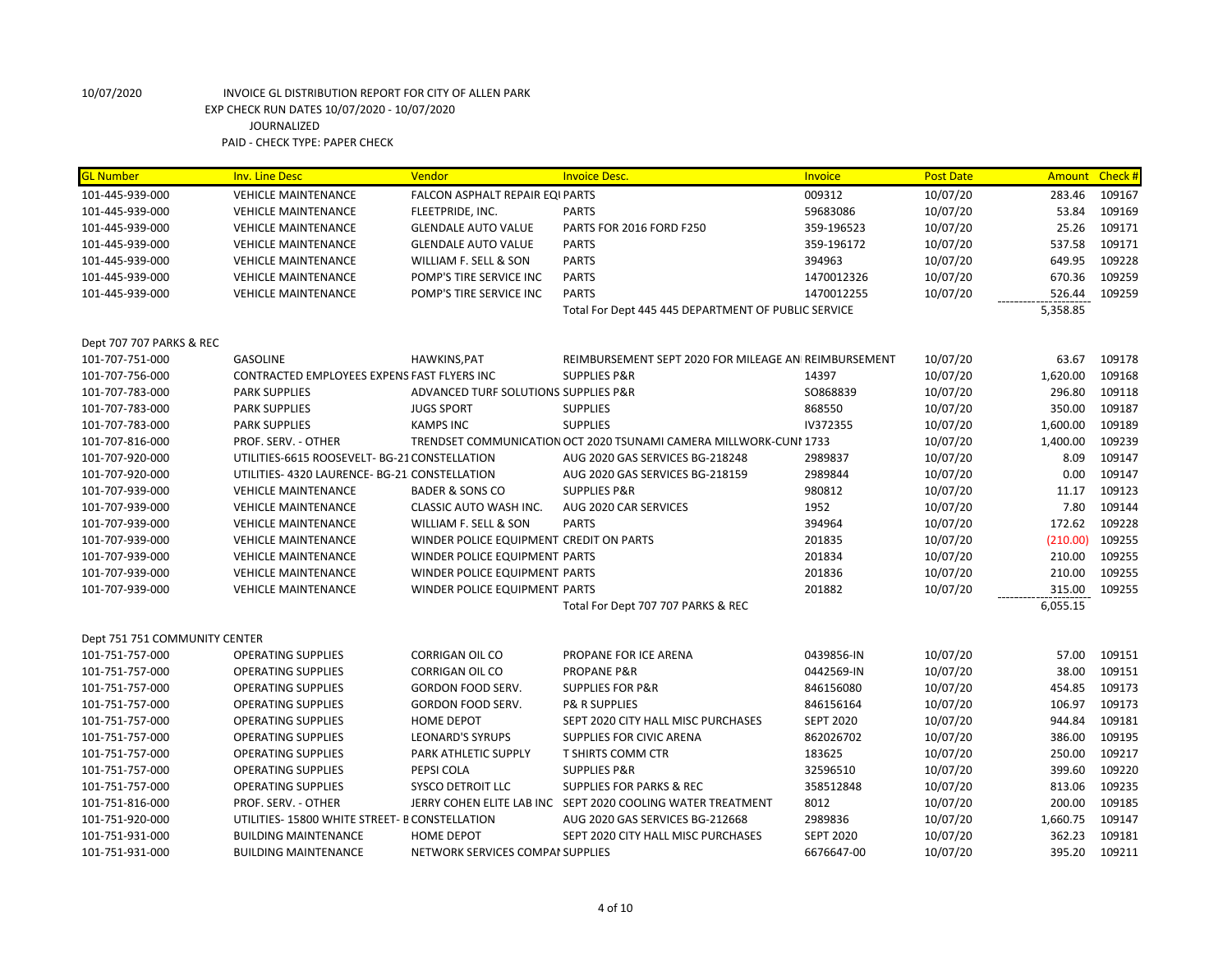10/07/2020 INVOICE GL DISTRIBUTION REPORT FOR CITY OF ALLEN PARK

EXP CHECK RUN DATES 10/07/2020 - 10/07/2020

JOURNALIZED

PAID - CHECK TYPE: PAPER CHECK

| GL Number | Inv. Line Desc | Vendor | Invoice Desc. | Invoice | Post Date | Amount | Check # |
|---|---|---|---|---|---|---|---|
| 101-445-939-000 | VEHICLE MAINTENANCE | FALCON ASPHALT REPAIR EQI | PARTS | 009312 | 10/07/20 | 283.46 | 109167 |
| 101-445-939-000 | VEHICLE MAINTENANCE | FLEETPRIDE, INC. | PARTS | 59683086 | 10/07/20 | 53.84 | 109169 |
| 101-445-939-000 | VEHICLE MAINTENANCE | GLENDALE AUTO VALUE | PARTS FOR 2016 FORD F250 | 359-196523 | 10/07/20 | 25.26 | 109171 |
| 101-445-939-000 | VEHICLE MAINTENANCE | GLENDALE AUTO VALUE | PARTS | 359-196172 | 10/07/20 | 537.58 | 109171 |
| 101-445-939-000 | VEHICLE MAINTENANCE | WILLIAM F. SELL & SON | PARTS | 394963 | 10/07/20 | 649.95 | 109228 |
| 101-445-939-000 | VEHICLE MAINTENANCE | POMP'S TIRE SERVICE INC | PARTS | 1470012326 | 10/07/20 | 670.36 | 109259 |
| 101-445-939-000 | VEHICLE MAINTENANCE | POMP'S TIRE SERVICE INC | PARTS | 1470012255 | 10/07/20 | 526.44 | 109259 |
| | | | Total For Dept 445 445 DEPARTMENT OF PUBLIC SERVICE | | | 5,358.85 | |
| Dept 707 707 PARKS & REC | | | | | | | |
| 101-707-751-000 | GASOLINE | HAWKINS,PAT | REIMBURSEMENT SEPT 2020 FOR MILEAGE AN | REIMBURSEMENT | 10/07/20 | 63.67 | 109178 |
| 101-707-756-000 | CONTRACTED EMPLOYEES EXPENS | FAST FLYERS INC | SUPPLIES P&R | 14397 | 10/07/20 | 1,620.00 | 109168 |
| 101-707-783-000 | PARK SUPPLIES | ADVANCED TURF SOLUTIONS | SUPPLIES P&R | SO868839 | 10/07/20 | 296.80 | 109118 |
| 101-707-783-000 | PARK SUPPLIES | JUGS SPORT | SUPPLIES | 868550 | 10/07/20 | 350.00 | 109187 |
| 101-707-783-000 | PARK SUPPLIES | KAMPS INC | SUPPLIES | IV372355 | 10/07/20 | 1,600.00 | 109189 |
| 101-707-816-000 | PROF. SERV. - OTHER | TRENDSET COMMUNICATION | OCT 2020 TSUNAMI CAMERA MILLWORK-CUNI | 1733 | 10/07/20 | 1,400.00 | 109239 |
| 101-707-920-000 | UTILITIES-6615 ROOSEVELT- BG-21 | CONSTELLATION | AUG 2020 GAS SERVICES BG-218248 | 2989837 | 10/07/20 | 8.09 | 109147 |
| 101-707-920-000 | UTILITIES- 4320 LAURENCE- BG-21 | CONSTELLATION | AUG 2020 GAS SERVICES BG-218159 | 2989844 | 10/07/20 | 0.00 | 109147 |
| 101-707-939-000 | VEHICLE MAINTENANCE | BADER & SONS CO | SUPPLIES P&R | 980812 | 10/07/20 | 11.17 | 109123 |
| 101-707-939-000 | VEHICLE MAINTENANCE | CLASSIC AUTO WASH INC. | AUG 2020 CAR SERVICES | 1952 | 10/07/20 | 7.80 | 109144 |
| 101-707-939-000 | VEHICLE MAINTENANCE | WILLIAM F. SELL & SON | PARTS | 394964 | 10/07/20 | 172.62 | 109228 |
| 101-707-939-000 | VEHICLE MAINTENANCE | WINDER POLICE EQUIPMENT | CREDIT ON PARTS | 201835 | 10/07/20 | (210.00) | 109255 |
| 101-707-939-000 | VEHICLE MAINTENANCE | WINDER POLICE EQUIPMENT | PARTS | 201834 | 10/07/20 | 210.00 | 109255 |
| 101-707-939-000 | VEHICLE MAINTENANCE | WINDER POLICE EQUIPMENT | PARTS | 201836 | 10/07/20 | 210.00 | 109255 |
| 101-707-939-000 | VEHICLE MAINTENANCE | WINDER POLICE EQUIPMENT | PARTS | 201882 | 10/07/20 | 315.00 | 109255 |
| | | | Total For Dept 707 707 PARKS & REC | | | 6,055.15 | |
| Dept 751 751 COMMUNITY CENTER | | | | | | | |
| 101-751-757-000 | OPERATING SUPPLIES | CORRIGAN OIL CO | PROPANE FOR ICE ARENA | 0439856-IN | 10/07/20 | 57.00 | 109151 |
| 101-751-757-000 | OPERATING SUPPLIES | CORRIGAN OIL CO | PROPANE P&R | 0442569-IN | 10/07/20 | 38.00 | 109151 |
| 101-751-757-000 | OPERATING SUPPLIES | GORDON FOOD SERV. | SUPPLIES FOR P&R | 846156080 | 10/07/20 | 454.85 | 109173 |
| 101-751-757-000 | OPERATING SUPPLIES | GORDON FOOD SERV. | P& R SUPPLIES | 846156164 | 10/07/20 | 106.97 | 109173 |
| 101-751-757-000 | OPERATING SUPPLIES | HOME DEPOT | SEPT 2020 CITY HALL MISC PURCHASES | SEPT 2020 | 10/07/20 | 944.84 | 109181 |
| 101-751-757-000 | OPERATING SUPPLIES | LEONARD'S SYRUPS | SUPPLIES FOR CIVIC ARENA | 862026702 | 10/07/20 | 386.00 | 109195 |
| 101-751-757-000 | OPERATING SUPPLIES | PARK ATHLETIC SUPPLY | T SHIRTS COMM CTR | 183625 | 10/07/20 | 250.00 | 109217 |
| 101-751-757-000 | OPERATING SUPPLIES | PEPSI COLA | SUPPLIES P&R | 32596510 | 10/07/20 | 399.60 | 109220 |
| 101-751-757-000 | OPERATING SUPPLIES | SYSCO DETROIT LLC | SUPPLIES FOR PARKS & REC | 358512848 | 10/07/20 | 813.06 | 109235 |
| 101-751-816-000 | PROF. SERV. - OTHER | JERRY COHEN ELITE LAB INC | SEPT 2020 COOLING WATER TREATMENT | 8012 | 10/07/20 | 200.00 | 109185 |
| 101-751-920-000 | UTILITIES- 15800 WHITE STREET- B | CONSTELLATION | AUG 2020 GAS SERVICES BG-212668 | 2989836 | 10/07/20 | 1,660.75 | 109147 |
| 101-751-931-000 | BUILDING MAINTENANCE | HOME DEPOT | SEPT 2020 CITY HALL MISC PURCHASES | SEPT 2020 | 10/07/20 | 362.23 | 109181 |
| 101-751-931-000 | BUILDING MAINTENANCE | NETWORK SERVICES COMPAI | SUPPLIES | 6676647-00 | 10/07/20 | 395.20 | 109211 |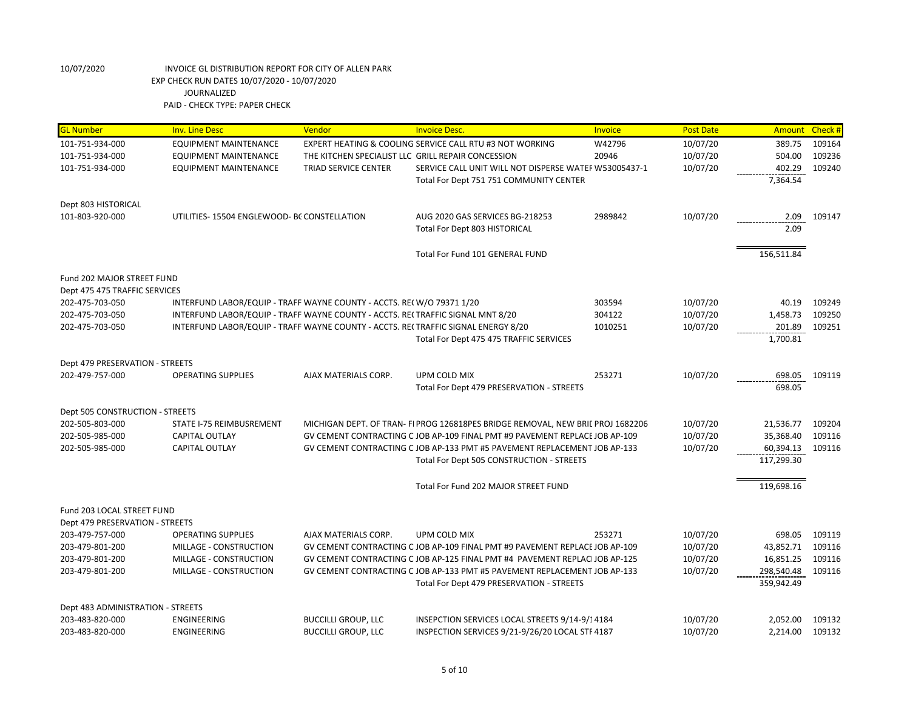10/07/2020 INVOICE GL DISTRIBUTION REPORT FOR CITY OF ALLEN PARK
EXP CHECK RUN DATES 10/07/2020 - 10/07/2020
JOURNALIZED
PAID - CHECK TYPE: PAPER CHECK

| GL Number | Inv. Line Desc | Vendor | Invoice Desc. | Invoice | Post Date | Amount | Check # |
|---|---|---|---|---|---|---|---|
| 101-751-934-000 | EQUIPMENT MAINTENANCE | EXPERT HEATING & COOLING | SERVICE CALL RTU #3 NOT WORKING | W42796 | 10/07/20 | 389.75 | 109164 |
| 101-751-934-000 | EQUIPMENT MAINTENANCE | THE KITCHEN SPECIALIST LLC | GRILL REPAIR CONCESSION | 20946 | 10/07/20 | 504.00 | 109236 |
| 101-751-934-000 | EQUIPMENT MAINTENANCE | TRIAD SERVICE CENTER | SERVICE CALL UNIT WILL NOT DISPERSE WATEF | W53005437-1 | 10/07/20 | 402.29 | 109240 |
| | | | Total For Dept 751 751 COMMUNITY CENTER | | | 7,364.54 | |
| Dept 803 HISTORICAL | | | | | | | |
| 101-803-920-000 | UTILITIES- 15504 ENGLEWOOD- BC | CONSTELLATION | AUG 2020 GAS SERVICES BG-218253 | 2989842 | 10/07/20 | 2.09 | 109147 |
| | | | Total For Dept 803 HISTORICAL | | | 2.09 | |
| | | | Total For Fund 101 GENERAL FUND | | | 156,511.84 | |
| Fund 202 MAJOR STREET FUND | | | | | | | |
| Dept 475 475 TRAFFIC SERVICES | | | | | | | |
| 202-475-703-050 | INTERFUND LABOR/EQUIP - TRAFF | WAYNE COUNTY - ACCTS. REC | W/O 79371 1/20 | 303594 | 10/07/20 | 40.19 | 109249 |
| 202-475-703-050 | INTERFUND LABOR/EQUIP - TRAFF | WAYNE COUNTY - ACCTS. REC | TRAFFIC SIGNAL MNT 8/20 | 304122 | 10/07/20 | 1,458.73 | 109250 |
| 202-475-703-050 | INTERFUND LABOR/EQUIP - TRAFF | WAYNE COUNTY - ACCTS. REC | TRAFFIC SIGNAL ENERGY 8/20 | 1010251 | 10/07/20 | 201.89 | 109251 |
| | | | Total For Dept 475 475 TRAFFIC SERVICES | | | 1,700.81 | |
| Dept 479 PRESERVATION - STREETS | | | | | | | |
| 202-479-757-000 | OPERATING SUPPLIES | AJAX MATERIALS CORP. | UPM COLD MIX | 253271 | 10/07/20 | 698.05 | 109119 |
| | | | Total For Dept 479 PRESERVATION - STREETS | | | 698.05 | |
| Dept 505 CONSTRUCTION - STREETS | | | | | | | |
| 202-505-803-000 | STATE I-75 REIMBUSREMENT | MICHIGAN DEPT. OF TRAN- FI | PROG 126818PES BRIDGE REMOVAL, NEW BRIE | PROJ 1682206 | 10/07/20 | 21,536.77 | 109204 |
| 202-505-985-000 | CAPITAL OUTLAY | GV CEMENT CONTRACTING C | JOB AP-109 FINAL PMT #9 PAVEMENT REPLACE | JOB AP-109 | 10/07/20 | 35,368.40 | 109116 |
| 202-505-985-000 | CAPITAL OUTLAY | GV CEMENT CONTRACTING C | JOB AP-133 PMT #5 PAVEMENT REPLACEMENT | JOB AP-133 | 10/07/20 | 60,394.13 | 109116 |
| | | | Total For Dept 505 CONSTRUCTION - STREETS | | | 117,299.30 | |
| | | | Total For Fund 202 MAJOR STREET FUND | | | 119,698.16 | |
| Fund 203 LOCAL STREET FUND | | | | | | | |
| Dept 479 PRESERVATION - STREETS | | | | | | | |
| 203-479-757-000 | OPERATING SUPPLIES | AJAX MATERIALS CORP. | UPM COLD MIX | 253271 | 10/07/20 | 698.05 | 109119 |
| 203-479-801-200 | MILLAGE - CONSTRUCTION | GV CEMENT CONTRACTING C | JOB AP-109 FINAL PMT #9 PAVEMENT REPLACE | JOB AP-109 | 10/07/20 | 43,852.71 | 109116 |
| 203-479-801-200 | MILLAGE - CONSTRUCTION | GV CEMENT CONTRACTING C | JOB AP-125 FINAL PMT #4 PAVEMENT REPLACE | JOB AP-125 | 10/07/20 | 16,851.25 | 109116 |
| 203-479-801-200 | MILLAGE - CONSTRUCTION | GV CEMENT CONTRACTING C | JOB AP-133 PMT #5 PAVEMENT REPLACEMENT | JOB AP-133 | 10/07/20 | 298,540.48 | 109116 |
| | | | Total For Dept 479 PRESERVATION - STREETS | | | 359,942.49 | |
| Dept 483 ADMINISTRATION - STREETS | | | | | | | |
| 203-483-820-000 | ENGINEERING | BUCCILLI GROUP, LLC | INSEPCTION SERVICES LOCAL STREETS 9/14-9/1 | 4184 | 10/07/20 | 2,052.00 | 109132 |
| 203-483-820-000 | ENGINEERING | BUCCILLI GROUP, LLC | INSPECTION SERVICES 9/21-9/26/20 LOCAL STF | 4187 | 10/07/20 | 2,214.00 | 109132 |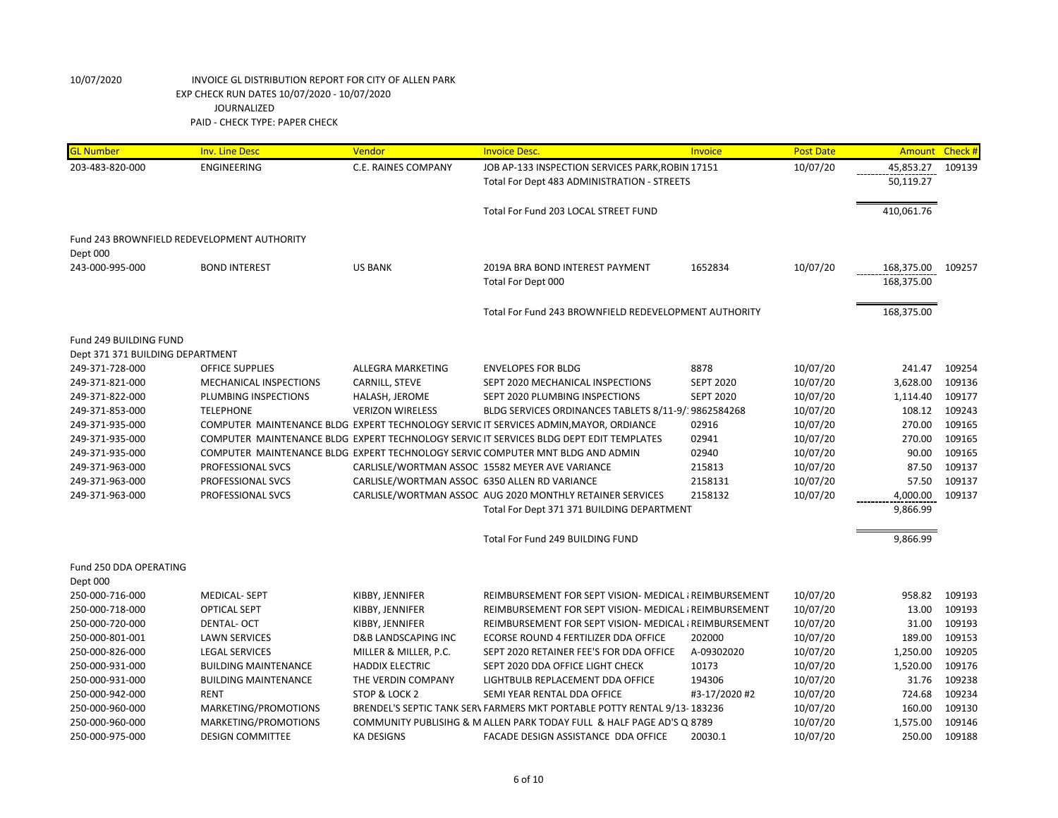10/07/2020 INVOICE GL DISTRIBUTION REPORT FOR CITY OF ALLEN PARK
EXP CHECK RUN DATES 10/07/2020 - 10/07/2020
JOURNALIZED
PAID - CHECK TYPE: PAPER CHECK

| GL Number | Inv. Line Desc | Vendor | Invoice Desc. | Invoice | Post Date | Amount | Check # |
|---|---|---|---|---|---|---|---|
| 203-483-820-000 | ENGINEERING | C.E. RAINES COMPANY | JOB AP-133 INSPECTION SERVICES PARK,ROBIN 17151 | | 10/07/20 | 45,853.27 | 109139 |
| | | | Total For Dept 483 ADMINISTRATION - STREETS | | | 50,119.27 | |
| | | | Total For Fund 203 LOCAL STREET FUND | | | 410,061.76 | |
| Fund 243 BROWNFIELD REDEVELOPMENT AUTHORITY | | | | | | | |
| Dept 000 | | | | | | | |
| 243-000-995-000 | BOND INTEREST | US BANK | 2019A BRA BOND INTEREST PAYMENT | 1652834 | 10/07/20 | 168,375.00 | 109257 |
| | | | Total For Dept 000 | | | 168,375.00 | |
| | | | Total For Fund 243 BROWNFIELD REDEVELOPMENT AUTHORITY | | | 168,375.00 | |
| Fund 249 BUILDING FUND | | | | | | | |
| Dept 371 371 BUILDING DEPARTMENT | | | | | | | |
| 249-371-728-000 | OFFICE SUPPLIES | ALLEGRA MARKETING | ENVELOPES FOR BLDG | 8878 | 10/07/20 | 241.47 | 109254 |
| 249-371-821-000 | MECHANICAL INSPECTIONS | CARNILL, STEVE | SEPT 2020 MECHANICAL INSPECTIONS | SEPT 2020 | 10/07/20 | 3,628.00 | 109136 |
| 249-371-822-000 | PLUMBING INSPECTIONS | HALASH, JEROME | SEPT 2020 PLUMBING INSPECTIONS | SEPT 2020 | 10/07/20 | 1,114.40 | 109177 |
| 249-371-853-000 | TELEPHONE | VERIZON WIRELESS | BLDG SERVICES ORDINANCES TABLETS 8/11-9/1 | 9862584268 | 10/07/20 | 108.12 | 109243 |
| 249-371-935-000 | COMPUTER MAINTENANCE BLDG | EXPERT TECHNOLOGY SERVIC | IT SERVICES ADMIN,MAYOR, ORDIANCE | 02916 | 10/07/20 | 270.00 | 109165 |
| 249-371-935-000 | COMPUTER MAINTENANCE BLDG | EXPERT TECHNOLOGY SERVIC | IT SERVICES BLDG DEPT EDIT TEMPLATES | 02941 | 10/07/20 | 270.00 | 109165 |
| 249-371-935-000 | COMPUTER MAINTENANCE BLDG | EXPERT TECHNOLOGY SERVIC | COMPUTER MNT BLDG AND ADMIN | 02940 | 10/07/20 | 90.00 | 109165 |
| 249-371-963-000 | PROFESSIONAL SVCS | CARLISLE/WORTMAN ASSOC | 15582 MEYER AVE VARIANCE | 215813 | 10/07/20 | 87.50 | 109137 |
| 249-371-963-000 | PROFESSIONAL SVCS | CARLISLE/WORTMAN ASSOC | 6350 ALLEN RD VARIANCE | 2158131 | 10/07/20 | 57.50 | 109137 |
| 249-371-963-000 | PROFESSIONAL SVCS | CARLISLE/WORTMAN ASSOC | AUG 2020 MONTHLY RETAINER SERVICES | 2158132 | 10/07/20 | 4,000.00 | 109137 |
| | | | Total For Dept 371 371 BUILDING DEPARTMENT | | | 9,866.99 | |
| | | | Total For Fund 249 BUILDING FUND | | | 9,866.99 | |
| Fund 250 DDA OPERATING | | | | | | | |
| Dept 000 | | | | | | | |
| 250-000-716-000 | MEDICAL- SEPT | KIBBY, JENNIFER | REIMBURSEMENT FOR SEPT VISION- MEDICAL & | REIMBURSEMENT | 10/07/20 | 958.82 | 109193 |
| 250-000-718-000 | OPTICAL SEPT | KIBBY, JENNIFER | REIMBURSEMENT FOR SEPT VISION- MEDICAL & | REIMBURSEMENT | 10/07/20 | 13.00 | 109193 |
| 250-000-720-000 | DENTAL- OCT | KIBBY, JENNIFER | REIMBURSEMENT FOR SEPT VISION- MEDICAL & | REIMBURSEMENT | 10/07/20 | 31.00 | 109193 |
| 250-000-801-001 | LAWN SERVICES | D&B LANDSCAPING INC | ECORSE ROUND 4 FERTILIZER DDA OFFICE | 202000 | 10/07/20 | 189.00 | 109153 |
| 250-000-826-000 | LEGAL SERVICES | MILLER & MILLER, P.C. | SEPT 2020 RETAINER FEE'S FOR DDA OFFICE | A-09302020 | 10/07/20 | 1,250.00 | 109205 |
| 250-000-931-000 | BUILDING MAINTENANCE | HADDIX ELECTRIC | SEPT 2020 DDA OFFICE LIGHT CHECK | 10173 | 10/07/20 | 1,520.00 | 109176 |
| 250-000-931-000 | BUILDING MAINTENANCE | THE VERDIN COMPANY | LIGHTBULB REPLACEMENT DDA OFFICE | 194306 | 10/07/20 | 31.76 | 109238 |
| 250-000-942-000 | RENT | STOP & LOCK 2 | SEMI YEAR RENTAL DDA OFFICE | #3-17/2020 #2 | 10/07/20 | 724.68 | 109234 |
| 250-000-960-000 | MARKETING/PROMOTIONS | BRENDEL'S SEPTIC TANK SERV | FARMERS MKT PORTABLE POTTY RENTAL 9/13- | 183236 | 10/07/20 | 160.00 | 109130 |
| 250-000-960-000 | MARKETING/PROMOTIONS | COMMUNITY PUBLISIHG & M | ALLEN PARK TODAY FULL & HALF PAGE AD'S Q | 8789 | 10/07/20 | 1,575.00 | 109146 |
| 250-000-975-000 | DESIGN COMMITTEE | KA DESIGNS | FACADE DESIGN ASSISTANCE DDA OFFICE | 20030.1 | 10/07/20 | 250.00 | 109188 |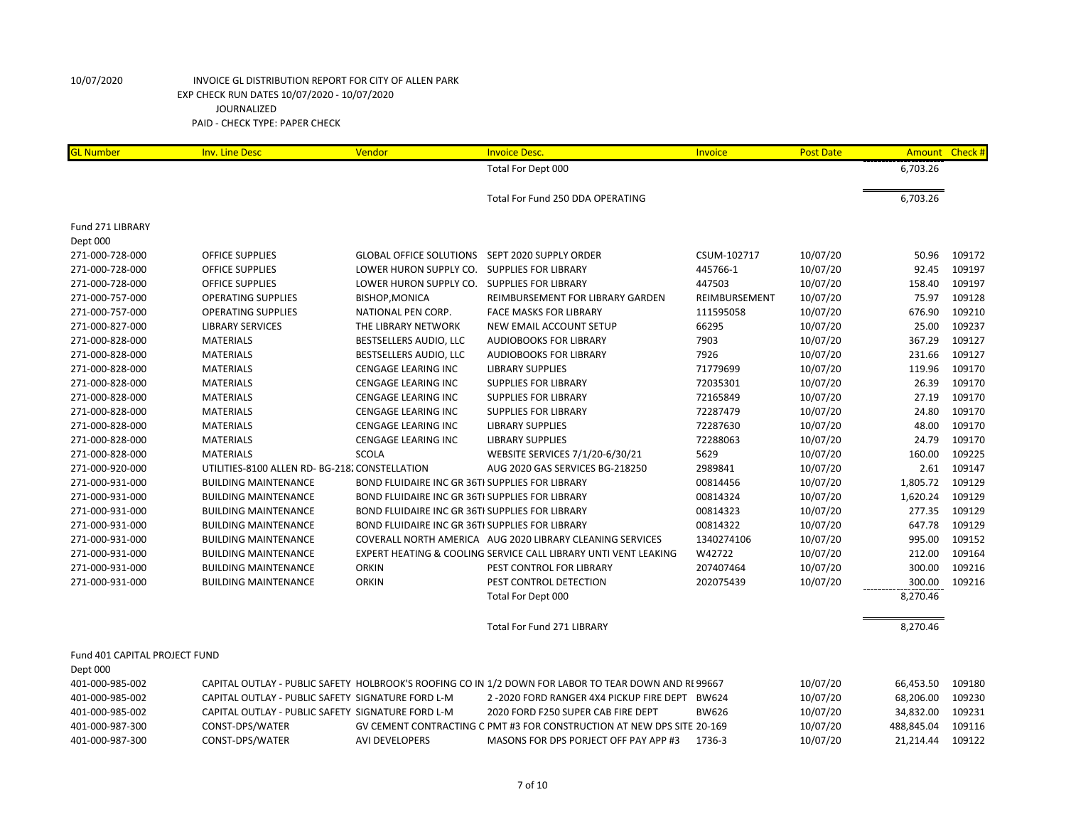10/07/2020 INVOICE GL DISTRIBUTION REPORT FOR CITY OF ALLEN PARK
EXP CHECK RUN DATES 10/07/2020 - 10/07/2020
JOURNALIZED
PAID - CHECK TYPE: PAPER CHECK

| GL Number | Inv. Line Desc | Vendor | Invoice Desc. | Invoice | Post Date | Amount | Check # |
|---|---|---|---|---|---|---|---|
| | | | Total For Dept 000 | | | 6,703.26 | |
| | | | Total For Fund 250 DDA OPERATING | | | 6,703.26 | |
| Fund 271 LIBRARY | | | | | | | |
| Dept 000 | | | | | | | |
| 271-000-728-000 | OFFICE SUPPLIES | GLOBAL OFFICE SOLUTIONS | SEPT 2020 SUPPLY ORDER | CSUM-102717 | 10/07/20 | 50.96 | 109172 |
| 271-000-728-000 | OFFICE SUPPLIES | LOWER HURON SUPPLY CO. | SUPPLIES FOR LIBRARY | 445766-1 | 10/07/20 | 92.45 | 109197 |
| 271-000-728-000 | OFFICE SUPPLIES | LOWER HURON SUPPLY CO. | SUPPLIES FOR LIBRARY | 447503 | 10/07/20 | 158.40 | 109197 |
| 271-000-757-000 | OPERATING SUPPLIES | BISHOP,MONICA | REIMBURSEMENT FOR LIBRARY GARDEN | REIMBURSEMENT | 10/07/20 | 75.97 | 109128 |
| 271-000-757-000 | OPERATING SUPPLIES | NATIONAL PEN CORP. | FACE MASKS FOR LIBRARY | 111595058 | 10/07/20 | 676.90 | 109210 |
| 271-000-827-000 | LIBRARY SERVICES | THE LIBRARY NETWORK | NEW EMAIL ACCOUNT SETUP | 66295 | 10/07/20 | 25.00 | 109237 |
| 271-000-828-000 | MATERIALS | BESTSELLERS AUDIO, LLC | AUDIOBOOKS FOR LIBRARY | 7903 | 10/07/20 | 367.29 | 109127 |
| 271-000-828-000 | MATERIALS | BESTSELLERS AUDIO, LLC | AUDIOBOOKS FOR LIBRARY | 7926 | 10/07/20 | 231.66 | 109127 |
| 271-000-828-000 | MATERIALS | CENGAGE LEARING INC | LIBRARY SUPPLIES | 71779699 | 10/07/20 | 119.96 | 109170 |
| 271-000-828-000 | MATERIALS | CENGAGE LEARING INC | SUPPLIES FOR LIBRARY | 72035301 | 10/07/20 | 26.39 | 109170 |
| 271-000-828-000 | MATERIALS | CENGAGE LEARING INC | SUPPLIES FOR LIBRARY | 72165849 | 10/07/20 | 27.19 | 109170 |
| 271-000-828-000 | MATERIALS | CENGAGE LEARING INC | SUPPLIES FOR LIBRARY | 72287479 | 10/07/20 | 24.80 | 109170 |
| 271-000-828-000 | MATERIALS | CENGAGE LEARING INC | LIBRARY SUPPLIES | 72287630 | 10/07/20 | 48.00 | 109170 |
| 271-000-828-000 | MATERIALS | CENGAGE LEARING INC | LIBRARY SUPPLIES | 72288063 | 10/07/20 | 24.79 | 109170 |
| 271-000-828-000 | MATERIALS | SCOLA | WEBSITE SERVICES 7/1/20-6/30/21 | 5629 | 10/07/20 | 160.00 | 109225 |
| 271-000-920-000 | UTILITIES-8100 ALLEN RD- BG-218 | CONSTELLATION | AUG 2020 GAS SERVICES BG-218250 | 2989841 | 10/07/20 | 2.61 | 109147 |
| 271-000-931-000 | BUILDING MAINTENANCE | BOND FLUIDAIRE INC GR 36TH | SUPPLIES FOR LIBRARY | 00814456 | 10/07/20 | 1,805.72 | 109129 |
| 271-000-931-000 | BUILDING MAINTENANCE | BOND FLUIDAIRE INC GR 36TH | SUPPLIES FOR LIBRARY | 00814324 | 10/07/20 | 1,620.24 | 109129 |
| 271-000-931-000 | BUILDING MAINTENANCE | BOND FLUIDAIRE INC GR 36TH | SUPPLIES FOR LIBRARY | 00814323 | 10/07/20 | 277.35 | 109129 |
| 271-000-931-000 | BUILDING MAINTENANCE | BOND FLUIDAIRE INC GR 36TH | SUPPLIES FOR LIBRARY | 00814322 | 10/07/20 | 647.78 | 109129 |
| 271-000-931-000 | BUILDING MAINTENANCE | COVERALL NORTH AMERICA | AUG 2020 LIBRARY CLEANING SERVICES | 1340274106 | 10/07/20 | 995.00 | 109152 |
| 271-000-931-000 | BUILDING MAINTENANCE | EXPERT HEATING & COOLING | SERVICE CALL LIBRARY UNTI VENT LEAKING | W42722 | 10/07/20 | 212.00 | 109164 |
| 271-000-931-000 | BUILDING MAINTENANCE | ORKIN | PEST CONTROL FOR LIBRARY | 207407464 | 10/07/20 | 300.00 | 109216 |
| 271-000-931-000 | BUILDING MAINTENANCE | ORKIN | PEST CONTROL DETECTION | 202075439 | 10/07/20 | 300.00 | 109216 |
| | | | Total For Dept 000 | | | 8,270.46 | |
| | | | Total For Fund 271 LIBRARY | | | 8,270.46 | |
| Fund 401 CAPITAL PROJECT FUND | | | | | | | |
| Dept 000 | | | | | | | |
| 401-000-985-002 | CAPITAL OUTLAY - PUBLIC SAFETY | HOLBROOK'S ROOFING CO IN | 1/2 DOWN FOR LABOR TO TEAR DOWN AND RE | 99667 | 10/07/20 | 66,453.50 | 109180 |
| 401-000-985-002 | CAPITAL OUTLAY - PUBLIC SAFETY | SIGNATURE FORD L-M | 2 -2020 FORD RANGER 4X4 PICKUP FIRE DEPT | BW624 | 10/07/20 | 68,206.00 | 109230 |
| 401-000-985-002 | CAPITAL OUTLAY - PUBLIC SAFETY | SIGNATURE FORD L-M | 2020 FORD F250 SUPER CAB FIRE DEPT | BW626 | 10/07/20 | 34,832.00 | 109231 |
| 401-000-987-300 | CONST-DPS/WATER | GV CEMENT CONTRACTING C | PMT #3 FOR CONSTRUCTION AT NEW DPS SITE | 20-169 | 10/07/20 | 488,845.04 | 109116 |
| 401-000-987-300 | CONST-DPS/WATER | AVI DEVELOPERS | MASONS FOR DPS PORJECT OFF PAY APP #3 | 1736-3 | 10/07/20 | 21,214.44 | 109122 |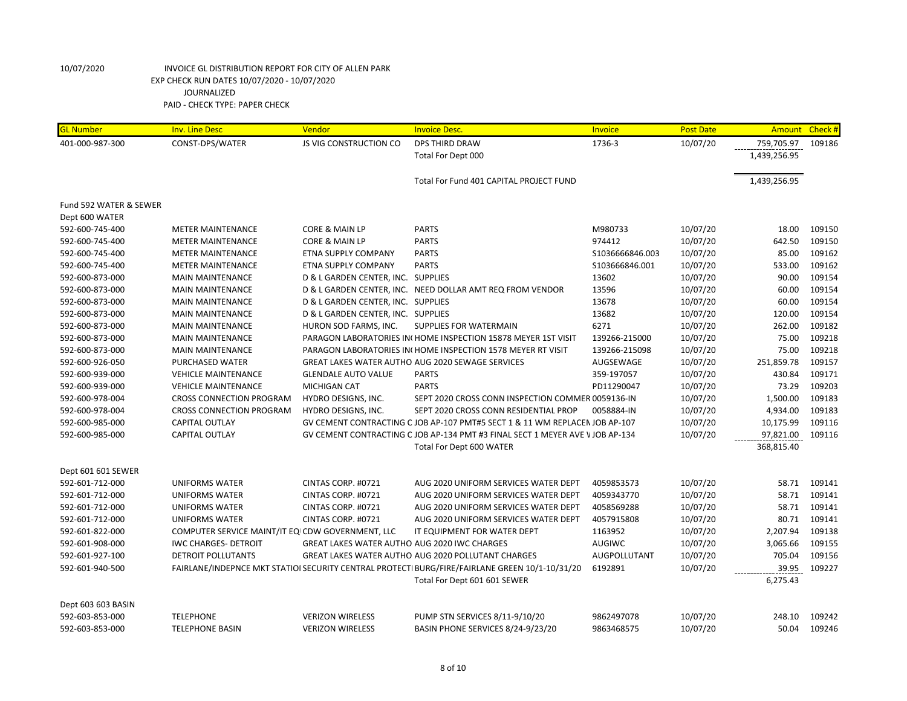10/07/2020 INVOICE GL DISTRIBUTION REPORT FOR CITY OF ALLEN PARK
EXP CHECK RUN DATES 10/07/2020 - 10/07/2020
JOURNALIZED
PAID - CHECK TYPE: PAPER CHECK

| GL Number | Inv. Line Desc | Vendor | Invoice Desc. | Invoice | Post Date | Amount | Check # |
|---|---|---|---|---|---|---|---|
| 401-000-987-300 | CONST-DPS/WATER | JS VIG CONSTRUCTION CO | DPS THIRD DRAW | 1736-3 | 10/07/20 | 759,705.97 | 109186 |
| | | | Total For Dept 000 | | | 1,439,256.95 | |
| | | | Total For Fund 401 CAPITAL PROJECT FUND | | | 1,439,256.95 | |
| Fund 592 WATER & SEWER | | | | | | | |
| Dept 600 WATER | | | | | | | |
| 592-600-745-400 | METER MAINTENANCE | CORE & MAIN LP | PARTS | M980733 | 10/07/20 | 18.00 | 109150 |
| 592-600-745-400 | METER MAINTENANCE | CORE & MAIN LP | PARTS | 974412 | 10/07/20 | 642.50 | 109150 |
| 592-600-745-400 | METER MAINTENANCE | ETNA SUPPLY COMPANY | PARTS | S1036666846.003 | 10/07/20 | 85.00 | 109162 |
| 592-600-745-400 | METER MAINTENANCE | ETNA SUPPLY COMPANY | PARTS | S103666846.001 | 10/07/20 | 533.00 | 109162 |
| 592-600-873-000 | MAIN MAINTENANCE | D & L GARDEN CENTER, INC. | SUPPLIES | 13602 | 10/07/20 | 90.00 | 109154 |
| 592-600-873-000 | MAIN MAINTENANCE | D & L GARDEN CENTER, INC. | NEED DOLLAR AMT REQ FROM VENDOR | 13596 | 10/07/20 | 60.00 | 109154 |
| 592-600-873-000 | MAIN MAINTENANCE | D & L GARDEN CENTER, INC. | SUPPLIES | 13678 | 10/07/20 | 60.00 | 109154 |
| 592-600-873-000 | MAIN MAINTENANCE | D & L GARDEN CENTER, INC. | SUPPLIES | 13682 | 10/07/20 | 120.00 | 109154 |
| 592-600-873-000 | MAIN MAINTENANCE | HURON SOD FARMS, INC. | SUPPLIES FOR WATERMAIN | 6271 | 10/07/20 | 262.00 | 109182 |
| 592-600-873-000 | MAIN MAINTENANCE | PARAGON LABORATORIES IN( | HOME INSPECTION 15878 MEYER 1ST VISIT | 139266-215000 | 10/07/20 | 75.00 | 109218 |
| 592-600-873-000 | MAIN MAINTENANCE | PARAGON LABORATORIES IN( | HOME INSPECTION 1578 MEYER RT VISIT | 139266-215098 | 10/07/20 | 75.00 | 109218 |
| 592-600-926-050 | PURCHASED WATER | GREAT LAKES WATER AUTHO | AUG 2020 SEWAGE SERVICES | AUGSEWAGE | 10/07/20 | 251,859.78 | 109157 |
| 592-600-939-000 | VEHICLE MAINTENANCE | GLENDALE AUTO VALUE | PARTS | 359-197057 | 10/07/20 | 430.84 | 109171 |
| 592-600-939-000 | VEHICLE MAINTENANCE | MICHIGAN CAT | PARTS | PD11290047 | 10/07/20 | 73.29 | 109203 |
| 592-600-978-004 | CROSS CONNECTION PROGRAM | HYDRO DESIGNS, INC. | SEPT 2020 CROSS CONN INSPECTION COMMER | 0059136-IN | 10/07/20 | 1,500.00 | 109183 |
| 592-600-978-004 | CROSS CONNECTION PROGRAM | HYDRO DESIGNS, INC. | SEPT 2020 CROSS CONN RESIDENTIAL PROP | 0058884-IN | 10/07/20 | 4,934.00 | 109183 |
| 592-600-985-000 | CAPITAL OUTLAY | GV CEMENT CONTRACTING C | JOB AP-107 PMT#5 SECT 1 & 11 WM REPLACEN | JOB AP-107 | 10/07/20 | 10,175.99 | 109116 |
| 592-600-985-000 | CAPITAL OUTLAY | GV CEMENT CONTRACTING C | JOB AP-134 PMT #3 FINAL SECT 1 MEYER AVE V | JOB AP-134 | 10/07/20 | 97,821.00 | 109116 |
| | | | Total For Dept 600 WATER | | | 368,815.40 | |
| Dept 601 601 SEWER | | | | | | | |
| 592-601-712-000 | UNIFORMS WATER | CINTAS CORP. #0721 | AUG 2020 UNIFORM SERVICES WATER DEPT | 4059853573 | 10/07/20 | 58.71 | 109141 |
| 592-601-712-000 | UNIFORMS WATER | CINTAS CORP. #0721 | AUG 2020 UNIFORM SERVICES WATER DEPT | 4059343770 | 10/07/20 | 58.71 | 109141 |
| 592-601-712-000 | UNIFORMS WATER | CINTAS CORP. #0721 | AUG 2020 UNIFORM SERVICES WATER DEPT | 4058569288 | 10/07/20 | 58.71 | 109141 |
| 592-601-712-000 | UNIFORMS WATER | CINTAS CORP. #0721 | AUG 2020 UNIFORM SERVICES WATER DEPT | 4057915808 | 10/07/20 | 80.71 | 109141 |
| 592-601-822-000 | COMPUTER SERVICE MAINT/IT EQ | CDW GOVERNMENT, LLC | IT EQUIPMENT FOR WATER DEPT | 1163952 | 10/07/20 | 2,207.94 | 109138 |
| 592-601-908-000 | IWC CHARGES- DETROIT | GREAT LAKES WATER AUTHO | AUG 2020 IWC CHARGES | AUGIWC | 10/07/20 | 3,065.66 | 109155 |
| 592-601-927-100 | DETROIT POLLUTANTS | GREAT LAKES WATER AUTHO | AUG 2020 POLLUTANT CHARGES | AUGPOLLUTANT | 10/07/20 | 705.04 | 109156 |
| 592-601-940-500 | FAIRLANE/INDEPNCE MKT STATIO | SECURITY CENTRAL PROTECT | BURG/FIRE/FAIRLANE GREEN 10/1-10/31/20 | 6192891 | 10/07/20 | 39.95 | 109227 |
| | | | Total For Dept 601 601 SEWER | | | 6,275.43 | |
| Dept 603 603 BASIN | | | | | | | |
| 592-603-853-000 | TELEPHONE | VERIZON WIRELESS | PUMP STN SERVICES 8/11-9/10/20 | 9862497078 | 10/07/20 | 248.10 | 109242 |
| 592-603-853-000 | TELEPHONE BASIN | VERIZON WIRELESS | BASIN PHONE SERVICES 8/24-9/23/20 | 9863468575 | 10/07/20 | 50.04 | 109246 |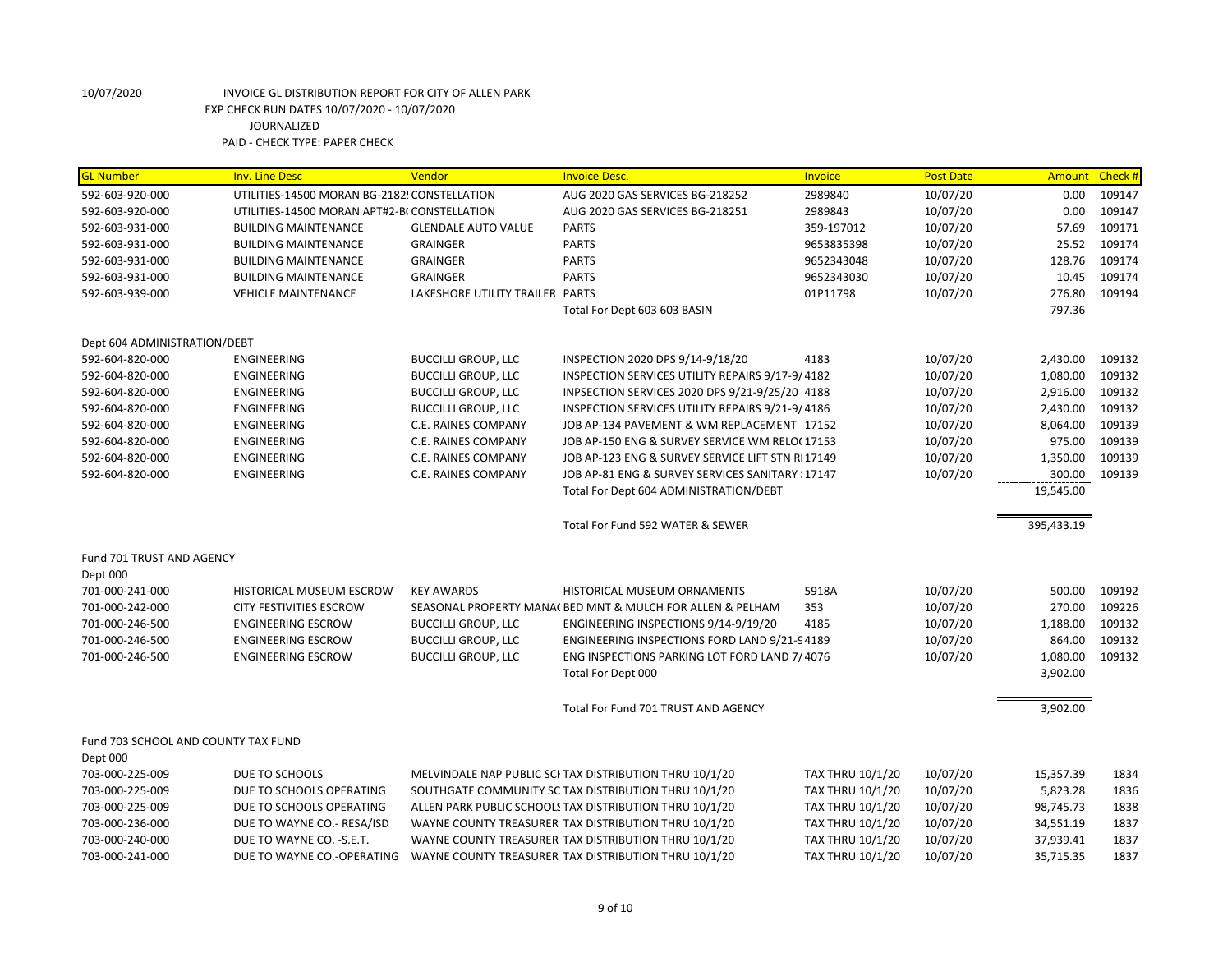10/07/2020 INVOICE GL DISTRIBUTION REPORT FOR CITY OF ALLEN PARK
EXP CHECK RUN DATES 10/07/2020 - 10/07/2020
JOURNALIZED
PAID - CHECK TYPE: PAPER CHECK

| GL Number | Inv. Line Desc | Vendor | Invoice Desc. | Invoice | Post Date | Amount | Check # |
|---|---|---|---|---|---|---|---|
| 592-603-920-000 | UTILITIES-14500 MORAN BG-2182! CONSTELLATION | | AUG 2020 GAS SERVICES BG-218252 | 2989840 | 10/07/20 | 0.00 | 109147 |
| 592-603-920-000 | UTILITIES-14500 MORAN APT#2-B( CONSTELLATION | | AUG 2020 GAS SERVICES BG-218251 | 2989843 | 10/07/20 | 0.00 | 109147 |
| 592-603-931-000 | BUILDING MAINTENANCE | GLENDALE AUTO VALUE | PARTS | 359-197012 | 10/07/20 | 57.69 | 109171 |
| 592-603-931-000 | BUILDING MAINTENANCE | GRAINGER | PARTS | 9653835398 | 10/07/20 | 25.52 | 109174 |
| 592-603-931-000 | BUILDING MAINTENANCE | GRAINGER | PARTS | 9652343048 | 10/07/20 | 128.76 | 109174 |
| 592-603-931-000 | BUILDING MAINTENANCE | GRAINGER | PARTS | 9652343030 | 10/07/20 | 10.45 | 109174 |
| 592-603-939-000 | VEHICLE MAINTENANCE | LAKESHORE UTILITY TRAILER | PARTS | 01P11798 | 10/07/20 | 276.80 | 109194 |
| | | | Total For Dept 603 603 BASIN | | | 797.36 | |
| Dept 604 ADMINISTRATION/DEBT | | | | | | | |
| 592-604-820-000 | ENGINEERING | BUCCILLI GROUP, LLC | INSPECTION 2020 DPS 9/14-9/18/20 | 4183 | 10/07/20 | 2,430.00 | 109132 |
| 592-604-820-000 | ENGINEERING | BUCCILLI GROUP, LLC | INSPECTION SERVICES UTILITY REPAIRS 9/17-9/ 4182 | | 10/07/20 | 1,080.00 | 109132 |
| 592-604-820-000 | ENGINEERING | BUCCILLI GROUP, LLC | INPSECTION SERVICES 2020 DPS 9/21-9/25/20 4188 | | 10/07/20 | 2,916.00 | 109132 |
| 592-604-820-000 | ENGINEERING | BUCCILLI GROUP, LLC | INSPECTION SERVICES UTILITY REPAIRS 9/21-9/ 4186 | | 10/07/20 | 2,430.00 | 109132 |
| 592-604-820-000 | ENGINEERING | C.E. RAINES COMPANY | JOB AP-134 PAVEMENT & WM REPLACEMENT 17152 | | 10/07/20 | 8,064.00 | 109139 |
| 592-604-820-000 | ENGINEERING | C.E. RAINES COMPANY | JOB AP-150 ENG & SURVEY SERVICE WM RELO( 17153 | | 10/07/20 | 975.00 | 109139 |
| 592-604-820-000 | ENGINEERING | C.E. RAINES COMPANY | JOB AP-123 ENG & SURVEY SERVICE LIFT STN R 17149 | | 10/07/20 | 1,350.00 | 109139 |
| 592-604-820-000 | ENGINEERING | C.E. RAINES COMPANY | JOB AP-81 ENG & SURVEY SERVICES SANITARY 17147 | | 10/07/20 | 300.00 | 109139 |
| | | | Total For Dept 604 ADMINISTRATION/DEBT | | | 19,545.00 | |
| | | | Total For Fund 592 WATER & SEWER | | | 395,433.19 | |
| Fund 701 TRUST AND AGENCY | | | | | | | |
| Dept 000 | | | | | | | |
| 701-000-241-000 | HISTORICAL MUSEUM ESCROW | KEY AWARDS | HISTORICAL MUSEUM ORNAMENTS | 5918A | 10/07/20 | 500.00 | 109192 |
| 701-000-242-000 | CITY FESTIVITIES ESCROW | SEASONAL PROPERTY MANA( | BED MNT & MULCH FOR ALLEN & PELHAM | 353 | 10/07/20 | 270.00 | 109226 |
| 701-000-246-500 | ENGINEERING ESCROW | BUCCILLI GROUP, LLC | ENGINEERING INSPECTIONS 9/14-9/19/20 | 4185 | 10/07/20 | 1,188.00 | 109132 |
| 701-000-246-500 | ENGINEERING ESCROW | BUCCILLI GROUP, LLC | ENGINEERING INSPECTIONS FORD LAND 9/21-9 4189 | | 10/07/20 | 864.00 | 109132 |
| 701-000-246-500 | ENGINEERING ESCROW | BUCCILLI GROUP, LLC | ENG INSPECTIONS PARKING LOT FORD LAND 7/ 4076 | | 10/07/20 | 1,080.00 | 109132 |
| | | | Total For Dept 000 | | | 3,902.00 | |
| | | | Total For Fund 701 TRUST AND AGENCY | | | 3,902.00 | |
| Fund 703 SCHOOL AND COUNTY TAX FUND | | | | | | | |
| Dept 000 | | | | | | | |
| 703-000-225-009 | DUE TO SCHOOLS | MELVINDALE NAP PUBLIC SCH | TAX DISTRIBUTION THRU 10/1/20 | TAX THRU 10/1/20 | 10/07/20 | 15,357.39 | 1834 |
| 703-000-225-009 | DUE TO SCHOOLS OPERATING | SOUTHGATE COMMUNITY SC | TAX DISTRIBUTION THRU 10/1/20 | TAX THRU 10/1/20 | 10/07/20 | 5,823.28 | 1836 |
| 703-000-225-009 | DUE TO SCHOOLS OPERATING | ALLEN PARK PUBLIC SCHOOLS | TAX DISTRIBUTION THRU 10/1/20 | TAX THRU 10/1/20 | 10/07/20 | 98,745.73 | 1838 |
| 703-000-236-000 | DUE TO WAYNE CO.- RESA/ISD | WAYNE COUNTY TREASURER | TAX DISTRIBUTION THRU 10/1/20 | TAX THRU 10/1/20 | 10/07/20 | 34,551.19 | 1837 |
| 703-000-240-000 | DUE TO WAYNE CO. -S.E.T. | WAYNE COUNTY TREASURER | TAX DISTRIBUTION THRU 10/1/20 | TAX THRU 10/1/20 | 10/07/20 | 37,939.41 | 1837 |
| 703-000-241-000 | DUE TO WAYNE CO.-OPERATING | WAYNE COUNTY TREASURER | TAX DISTRIBUTION THRU 10/1/20 | TAX THRU 10/1/20 | 10/07/20 | 35,715.35 | 1837 |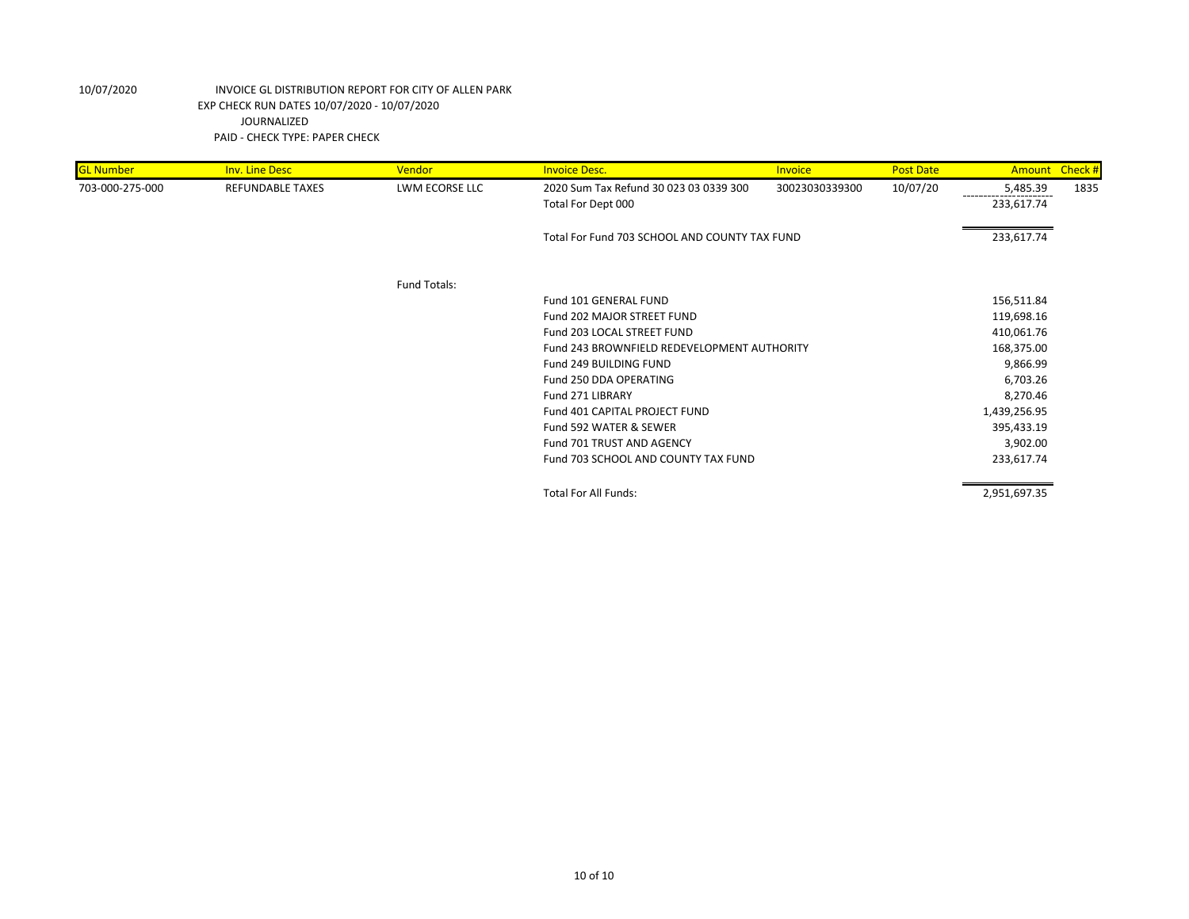10/07/2020 INVOICE GL DISTRIBUTION REPORT FOR CITY OF ALLEN PARK
EXP CHECK RUN DATES 10/07/2020 - 10/07/2020
JOURNALIZED
PAID - CHECK TYPE: PAPER CHECK

| GL Number | Inv. Line Desc | Vendor | Invoice Desc. | Invoice | Post Date | Amount | Check # |
|---|---|---|---|---|---|---|---|
| 703-000-275-000 | REFUNDABLE TAXES | LWM ECORSE LLC | 2020 Sum Tax Refund 30 023 03 0339 300 | 30023030339300 | 10/07/20 | 5,485.39 | 1835 |
| | | | Total For Dept 000 | | | 233,617.74 | |
| | | | Total For Fund 703 SCHOOL AND COUNTY TAX FUND | | | 233,617.74 | |
| | | Fund Totals: | | | | | |
| | | | Fund 101 GENERAL FUND | | | 156,511.84 | |
| | | | Fund 202 MAJOR STREET FUND | | | 119,698.16 | |
| | | | Fund 203 LOCAL STREET FUND | | | 410,061.76 | |
| | | | Fund 243 BROWNFIELD REDEVELOPMENT AUTHORITY | | | 168,375.00 | |
| | | | Fund 249 BUILDING FUND | | | 9,866.99 | |
| | | | Fund 250 DDA OPERATING | | | 6,703.26 | |
| | | | Fund 271 LIBRARY | | | 8,270.46 | |
| | | | Fund 401 CAPITAL PROJECT FUND | | | 1,439,256.95 | |
| | | | Fund 592 WATER & SEWER | | | 395,433.19 | |
| | | | Fund 701 TRUST AND AGENCY | | | 3,902.00 | |
| | | | Fund 703 SCHOOL AND COUNTY TAX FUND | | | 233,617.74 | |
| | | | Total For All Funds: | | | 2,951,697.35 | |